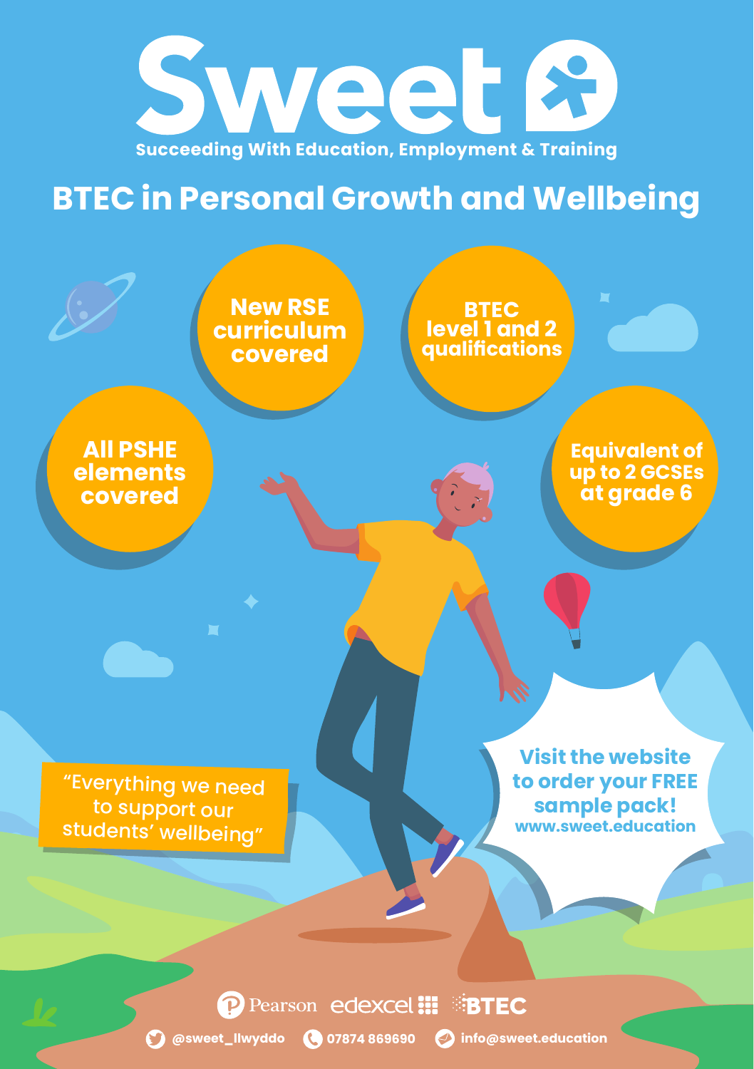# Sweet

**Succeeding With Education, Employment & Training**

## BTEC in Personal Growth and Wellbeing

- New RSE curriculum covered
- BTEC level 1 and 2 qualifications
- All PSHE elements covered
- Equivalent of up to 2 GCSEs at grade 6

"Everything we need to support our students' wellbeing"

**Visit the website to order your FREE sample pack!**
www.sweet.education

Pearson edexcel BTEC

@sweet_llwyddo | 07874 869690 | info@sweet.education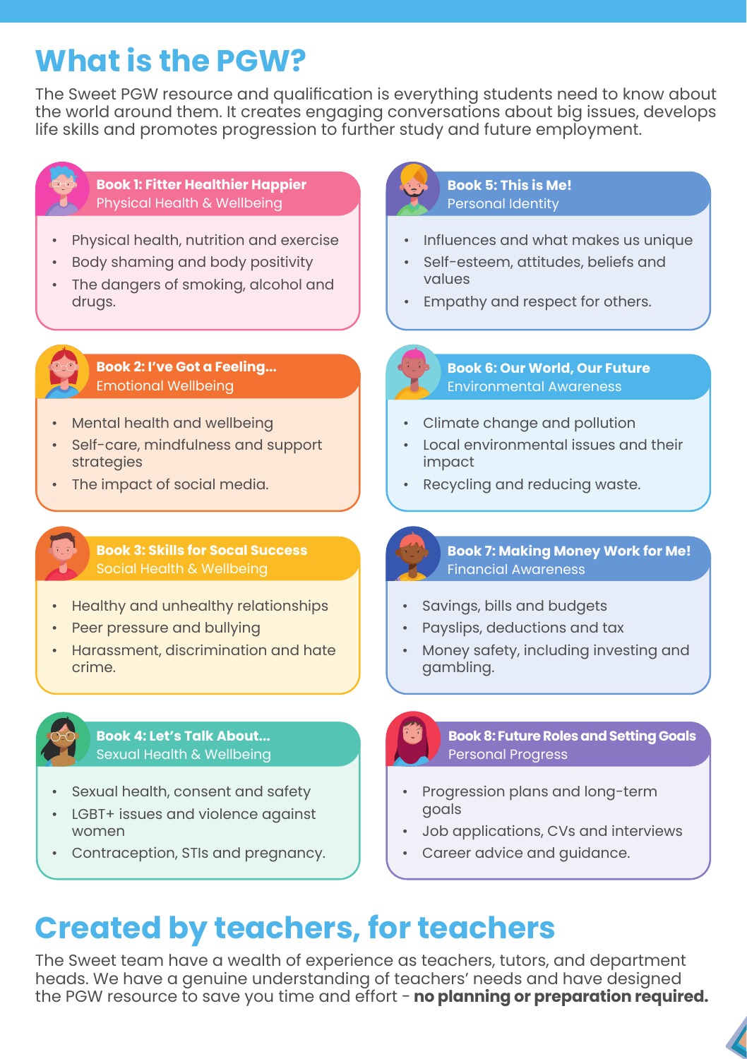# What is the PGW?

The Sweet PGW resource and qualification is everything students need to know about the world around them. It creates engaging conversations about big issues, develops life skills and promotes progression to further study and future employment.

### Book 1: Fitter Healthier Happier
Physical Health & Wellbeing

- Physical health, nutrition and exercise
- Body shaming and body positivity
- The dangers of smoking, alcohol and drugs.

### Book 2: I've Got a Feeling...
Emotional Wellbeing

- Mental health and wellbeing
- Self-care, mindfulness and support strategies
- The impact of social media.

### Book 3: Skills for Socal Success
Social Health & Wellbeing

- Healthy and unhealthy relationships
- Peer pressure and bullying
- Harassment, discrimination and hate crime.

### Book 4: Let's Talk About...
Sexual Health & Wellbeing

- Sexual health, consent and safety
- LGBT+ issues and violence against women
- Contraception, STIs and pregnancy.

### Book 5: This is Me!
Personal Identity

- Influences and what makes us unique
- Self-esteem, attitudes, beliefs and values
- Empathy and respect for others.

### Book 6: Our World, Our Future
Environmental Awareness

- Climate change and pollution
- Local environmental issues and their impact
- Recycling and reducing waste.

### Book 7: Making Money Work for Me!
Financial Awareness

- Savings, bills and budgets
- Payslips, deductions and tax
- Money safety, including investing and gambling.

### Book 8: Future Roles and Setting Goals
Personal Progress

- Progression plans and long-term goals
- Job applications, CVs and interviews
- Career advice and guidance.

# Created by teachers, for teachers

The Sweet team have a wealth of experience as teachers, tutors, and department heads. We have a genuine understanding of teachers' needs and have designed the PGW resource to save you time and effort - **no planning or preparation required.**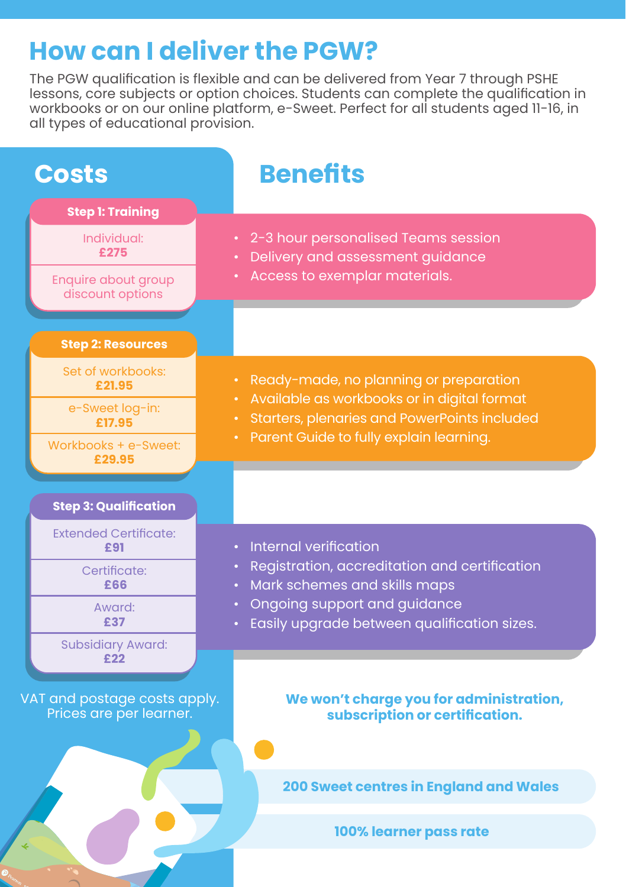# How can I deliver the PGW?

The PGW qualification is flexible and can be delivered from Year 7 through PSHE lessons, core subjects or option choices. Students can complete the qualification in workbooks or on our online platform, e-Sweet. Perfect for all students aged 11-16, in all types of educational provision.

## Costs

### Step 1: Training

Individual: **£275**

Enquire about group discount options

### Step 2: Resources

Set of workbooks: **£21.95**

e-Sweet log-in: **£17.95**

Workbooks + e-Sweet: **£29.95**

### Step 3: Qualification

Extended Certificate: **£91**

Certificate: **£66**

Award: **£37**

Subsidiary Award: **£22**

VAT and postage costs apply. Prices are per learner.

## Benefits

**Step 1: Training**

- 2-3 hour personalised Teams session
- Delivery and assessment guidance
- Access to exemplar materials.

**Step 2: Resources**

- Ready-made, no planning or preparation
- Available as workbooks or in digital format
- Starters, plenaries and PowerPoints included
- Parent Guide to fully explain learning.

**Step 3: Qualification**

- Internal verification
- Registration, accreditation and certification
- Mark schemes and skills maps
- Ongoing support and guidance
- Easily upgrade between qualification sizes.

**We won't charge you for administration, subscription or certification.**

**200 Sweet centres in England and Wales**

**100% learner pass rate**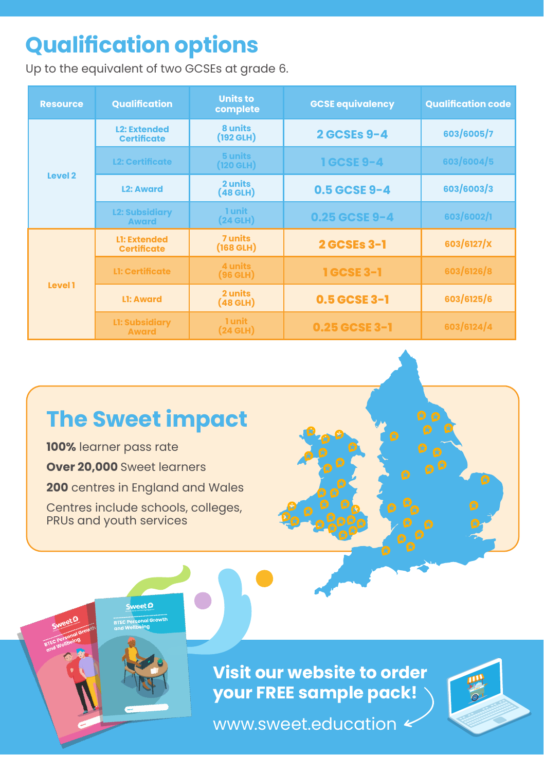# Qualification options

Up to the equivalent of two GCSEs at grade 6.

| Resource | Qualification | Units to complete | GCSE equivalency | Qualification code |
|---|---|---|---|---|
| Level 2 | L2: Extended Certificate | 8 units (192 GLH) | 2 GCSEs 9-4 | 603/6005/7 |
| | L2: Certificate | 5 units (120 GLH) | 1 GCSE 9-4 | 603/6004/5 |
| | L2: Award | 2 units (48 GLH) | 0.5 GCSE 9-4 | 603/6003/3 |
| | L2: Subsidiary Award | 1 unit (24 GLH) | 0.25 GCSE 9-4 | 603/6002/1 |
| Level 1 | L1: Extended Certificate | 7 units (168 GLH) | 2 GCSEs 3-1 | 603/6127/X |
| | L1: Certificate | 4 units (96 GLH) | 1 GCSE 3-1 | 603/6126/8 |
| | L1: Award | 2 units (48 GLH) | 0.5 GCSE 3-1 | 603/6125/6 |
| | L1: Subsidiary Award | 1 unit (24 GLH) | 0.25 GCSE 3-1 | 603/6124/4 |

## The Sweet impact

**100%** learner pass rate

**Over 20,000** Sweet learners

**200** centres in England and Wales

Centres include schools, colleges, PRUs and youth services

**Visit our website to order your FREE sample pack!**

www.sweet.education